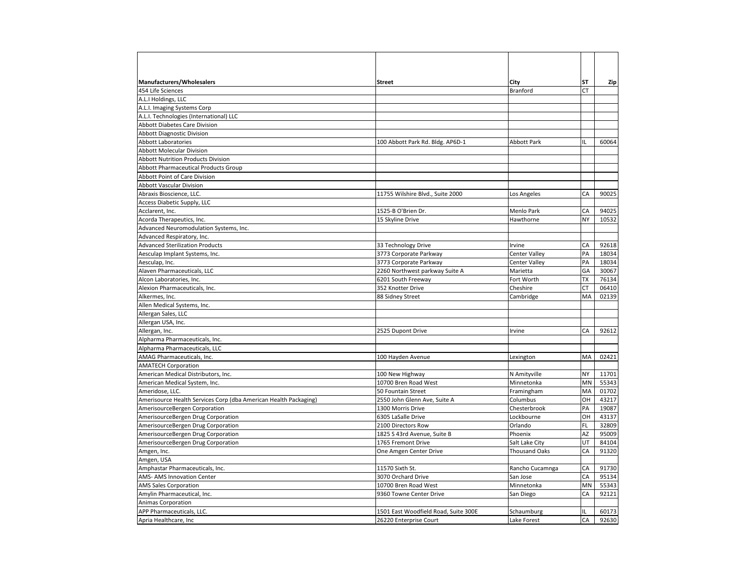| Manufacturers/Wholesalers | Street | City | ST | Zip |
|---|---|---|---|---|
| 454 Life Sciences | | Branford | CT | |
| A.L.I Holdings, LLC | | | | |
| A.L.I. Imaging Systems Corp | | | | |
| A.L.I. Technologies (International) LLC | | | | |
| Abbott Diabetes Care Division | | | | |
| Abbott Diagnostic Division | | | | |
| Abbott Laboratories | 100 Abbott Park Rd. Bldg. AP6D-1 | Abbott Park | IL | 60064 |
| Abbott Molecular Division | | | | |
| Abbott Nutrition Products Division | | | | |
| Abbott Pharmaceutical Products Group | | | | |
| Abbott Point of Care Division | | | | |
| Abbott Vascular Division | | | | |
| Abraxis Bioscience, LLC. | 11755 Wilshire Blvd., Suite 2000 | Los Angeles | CA | 90025 |
| Access Diabetic Supply, LLC | | | | |
| Acclarent, Inc. | 1525-B O'Brien Dr. | Menlo Park | CA | 94025 |
| Acorda Therapeutics, Inc. | 15 Skyline Drive | Hawthorne | NY | 10532 |
| Advanced Neuromodulation Systems, Inc. | | | | |
| Advanced Respiratory, Inc. | | | | |
| Advanced Sterilization Products | 33 Technology Drive | Irvine | CA | 92618 |
| Aesculap Implant Systems, Inc. | 3773 Corporate Parkway | Center Valley | PA | 18034 |
| Aesculap, Inc. | 3773 Corporate Parkway | Center Valley | PA | 18034 |
| Alaven Pharmaceuticals, LLC | 2260 Northwest parkway Suite A | Marietta | GA | 30067 |
| Alcon Laboratories, Inc. | 6201 South Freeway | Fort Worth | TX | 76134 |
| Alexion Pharmaceuticals, Inc. | 352 Knotter Drive | Cheshire | CT | 06410 |
| Alkermes, Inc. | 88 Sidney Street | Cambridge | MA | 02139 |
| Allen Medical Systems, Inc. | | | | |
| Allergan Sales, LLC | | | | |
| Allergan USA, Inc. | | | | |
| Allergan, Inc. | 2525 Dupont Drive | Irvine | CA | 92612 |
| Alpharma Pharmaceuticals, Inc. | | | | |
| Alpharma Pharmaceuticals, LLC | | | | |
| AMAG Pharmaceuticals, Inc. | 100 Hayden Avenue | Lexington | MA | 02421 |
| AMATECH Corporation | | | | |
| American Medical Distributors, Inc. | 100 New Highway | N Amityville | NY | 11701 |
| American Medical System, Inc. | 10700 Bren Road West | Minnetonka | MN | 55343 |
| Ameridose, LLC. | 50 Fountain Street | Framingham | MA | 01702 |
| Amerisource Health Services Corp (dba American Health Packaging) | 2550 John Glenn Ave, Suite A | Columbus | OH | 43217 |
| AmerisourceBergen Corporation | 1300 Morris Drive | Chesterbrook | PA | 19087 |
| AmerisourceBergen Drug Corporation | 6305 LaSalle Drive | Lockbourne | OH | 43137 |
| AmerisourceBergen Drug Corporation | 2100 Directors Row | Orlando | FL | 32809 |
| AmerisourceBergen Drug Corporation | 1825 S 43rd Avenue, Suite B | Phoenix | AZ | 95009 |
| AmerisourceBergen Drug Corporation | 1765 Fremont Drive | Salt Lake City | UT | 84104 |
| Amgen, Inc. | One Amgen Center Drive | Thousand Oaks | CA | 91320 |
| Amgen, USA | | | | |
| Amphastar Pharmaceuticals, Inc. | 11570 Sixth St. | Rancho Cucamnga | CA | 91730 |
| AMS- AMS Innovation Center | 3070 Orchard Drive | San Jose | CA | 95134 |
| AMS Sales Corporation | 10700 Bren Road West | Minnetonka | MN | 55343 |
| Amylin Pharmaceutical, Inc. | 9360 Towne Center Drive | San Diego | CA | 92121 |
| Animas Corporation | | | | |
| APP Pharmaceuticals, LLC. | 1501 East Woodfield Road, Suite 300E | Schaumburg | IL | 60173 |
| Apria Healthcare, Inc | 26220 Enterprise Court | Lake Forest | CA | 92630 |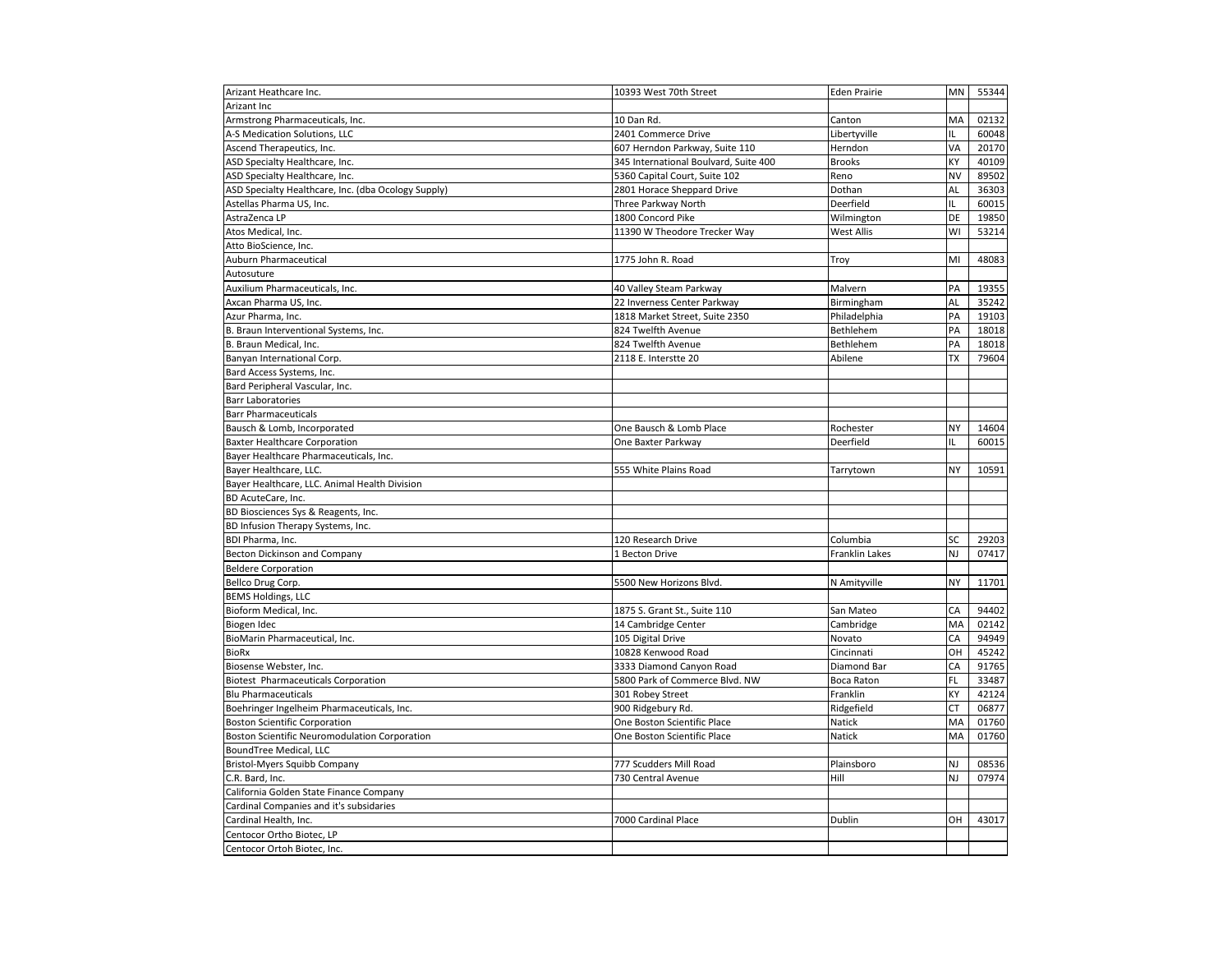| | | | | |
|---|---|---|---|---|
| Arizant Heathcare Inc. | 10393 West 70th Street | Eden Prairie | MN | 55344 |
| Arizant Inc | | | | |
| Armstrong Pharmaceuticals, Inc. | 10 Dan Rd. | Canton | MA | 02132 |
| A-S Medication Solutions, LLC | 2401 Commerce Drive | Libertyville | IL | 60048 |
| Ascend Therapeutics, Inc. | 607 Herndon Parkway, Suite 110 | Herndon | VA | 20170 |
| ASD Specialty Healthcare, Inc. | 345 International Boulvard, Suite 400 | Brooks | KY | 40109 |
| ASD Specialty Healthcare, Inc. | 5360 Capital Court, Suite 102 | Reno | NV | 89502 |
| ASD Specialty Healthcare, Inc. (dba Ocology Supply) | 2801 Horace Sheppard Drive | Dothan | AL | 36303 |
| Astellas Pharma US, Inc. | Three Parkway North | Deerfield | IL | 60015 |
| AstraZenca LP | 1800 Concord Pike | Wilmington | DE | 19850 |
| Atos Medical, Inc. | 11390 W Theodore Trecker Way | West Allis | WI | 53214 |
| Atto BioScience, Inc. | | | | |
| Auburn Pharmaceutical | 1775 John R. Road | Troy | MI | 48083 |
| Autosuture | | | | |
| Auxilium Pharmaceuticals, Inc. | 40 Valley Steam Parkway | Malvern | PA | 19355 |
| Axcan Pharma US, Inc. | 22 Inverness Center Parkway | Birmingham | AL | 35242 |
| Azur Pharma, Inc. | 1818 Market Street, Suite 2350 | Philadelphia | PA | 19103 |
| B. Braun Interventional Systems, Inc. | 824 Twelfth Avenue | Bethlehem | PA | 18018 |
| B. Braun Medical, Inc. | 824 Twelfth Avenue | Bethlehem | PA | 18018 |
| Banyan International Corp. | 2118 E. Interstte 20 | Abilene | TX | 79604 |
| Bard Access Systems, Inc. | | | | |
| Bard Peripheral Vascular, Inc. | | | | |
| Barr Laboratories | | | | |
| Barr Pharmaceuticals | | | | |
| Bausch & Lomb, Incorporated | One Bausch & Lomb Place | Rochester | NY | 14604 |
| Baxter Healthcare Corporation | One Baxter Parkway | Deerfield | IL | 60015 |
| Bayer Healthcare Pharmaceuticals, Inc. | | | | |
| Bayer Healthcare, LLC. | 555 White Plains Road | Tarrytown | NY | 10591 |
| Bayer Healthcare, LLC. Animal Health Division | | | | |
| BD AcuteCare, Inc. | | | | |
| BD Biosciences Sys & Reagents, Inc. | | | | |
| BD Infusion Therapy Systems, Inc. | | | | |
| BDI Pharma, Inc. | 120 Research Drive | Columbia | SC | 29203 |
| Becton Dickinson and Company | 1 Becton Drive | Franklin Lakes | NJ | 07417 |
| Beldere Corporation | | | | |
| Bellco Drug Corp. | 5500 New Horizons Blvd. | N Amityville | NY | 11701 |
| BEMS Holdings, LLC | | | | |
| Bioform Medical, Inc. | 1875 S. Grant St., Suite 110 | San Mateo | CA | 94402 |
| Biogen Idec | 14 Cambridge Center | Cambridge | MA | 02142 |
| BioMarin Pharmaceutical, Inc. | 105 Digital Drive | Novato | CA | 94949 |
| BioRx | 10828 Kenwood Road | Cincinnati | OH | 45242 |
| Biosense Webster, Inc. | 3333 Diamond Canyon Road | Diamond Bar | CA | 91765 |
| Biotest Pharmaceuticals Corporation | 5800 Park of Commerce Blvd. NW | Boca Raton | FL | 33487 |
| Blu Pharmaceuticals | 301 Robey Street | Franklin | KY | 42124 |
| Boehringer Ingelheim Pharmaceuticals, Inc. | 900 Ridgebury Rd. | Ridgefield | CT | 06877 |
| Boston Scientific Corporation | One Boston Scientific Place | Natick | MA | 01760 |
| Boston Scientific Neuromodulation Corporation | One Boston Scientific Place | Natick | MA | 01760 |
| BoundTree Medical, LLC | | | | |
| Bristol-Myers Squibb Company | 777 Scudders Mill Road | Plainsboro | NJ | 08536 |
| C.R. Bard, Inc. | 730 Central Avenue | Hill | NJ | 07974 |
| California Golden State Finance Company | | | | |
| Cardinal Companies and it's subsidaries | | | | |
| Cardinal Health, Inc. | 7000 Cardinal Place | Dublin | OH | 43017 |
| Centocor Ortho Biotec, LP | | | | |
| Centocor Ortoh Biotec, Inc. | | | | |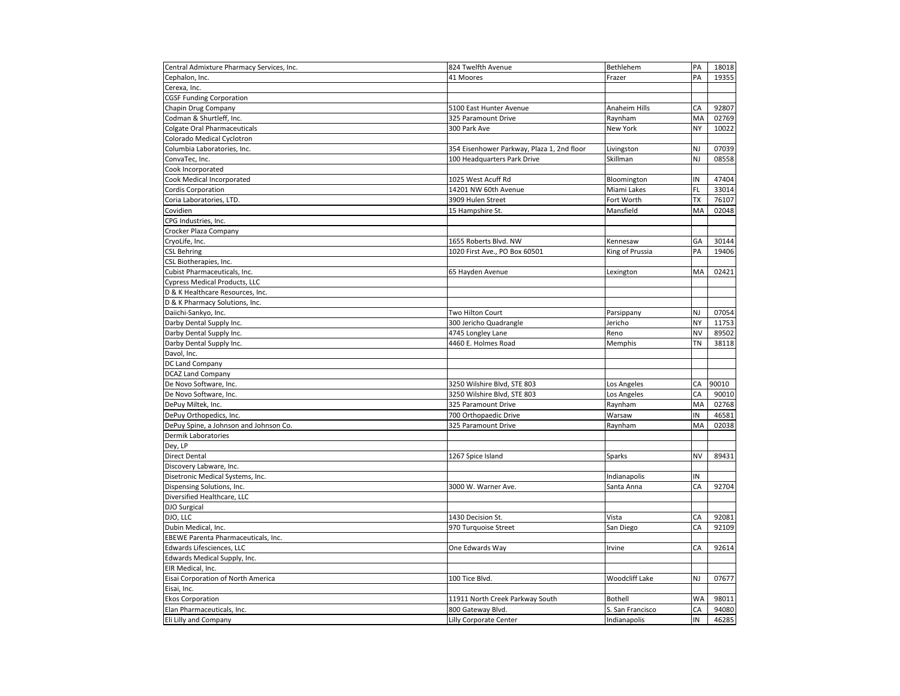| Central Admixture Pharmacy Services, Inc. | 824 Twelfth Avenue | Bethlehem | PA | 18018 |
|---|---|---|---|---|
| Cephalon, Inc. | 41 Moores | Frazer | PA | 19355 |
| Cerexa, Inc. | | | | |
| CGSF Funding Corporation | | | | |
| Chapin Drug Company | 5100 East Hunter Avenue | Anaheim Hills | CA | 92807 |
| Codman & Shurtleff, Inc. | 325 Paramount Drive | Raynham | MA | 02769 |
| Colgate Oral Pharmaceuticals | 300 Park Ave | New York | NY | 10022 |
| Colorado Medical Cyclotron | | | | |
| Columbia Laboratories, Inc. | 354 Eisenhower Parkway, Plaza 1, 2nd floor | Livingston | NJ | 07039 |
| ConvaTec, Inc. | 100 Headquarters Park Drive | Skillman | NJ | 08558 |
| Cook Incorporated | | | | |
| Cook Medical Incorporated | 1025 West Acuff Rd | Bloomington | IN | 47404 |
| Cordis Corporation | 14201 NW 60th Avenue | Miami Lakes | FL | 33014 |
| Coria Laboratories, LTD. | 3909 Hulen Street | Fort Worth | TX | 76107 |
| Covidien | 15 Hampshire St. | Mansfield | MA | 02048 |
| CPG Industries, Inc. | | | | |
| Crocker Plaza Company | | | | |
| CryoLife, Inc. | 1655 Roberts Blvd. NW | Kennesaw | GA | 30144 |
| CSL Behring | 1020 First Ave., PO Box 60501 | King of Prussia | PA | 19406 |
| CSL Biotherapies, Inc. | | | | |
| Cubist Pharmaceuticals, Inc. | 65 Hayden Avenue | Lexington | MA | 02421 |
| Cypress Medical Products, LLC | | | | |
| D & K Healthcare Resources, Inc. | | | | |
| D & K Pharmacy Solutions, Inc. | | | | |
| Daiichi-Sankyo, Inc. | Two Hilton Court | Parsippany | NJ | 07054 |
| Darby Dental Supply Inc. | 300 Jericho Quadrangle | Jericho | NY | 11753 |
| Darby Dental Supply Inc. | 4745 Longley Lane | Reno | NV | 89502 |
| Darby Dental Supply Inc. | 4460 E. Holmes Road | Memphis | TN | 38118 |
| Davol, Inc. | | | | |
| DC Land Company | | | | |
| DCAZ Land Company | | | | |
| De Novo Software, Inc. | 3250 Wilshire Blvd, STE 803 | Los Angeles | CA | 90010 |
| De Novo Software, Inc. | 3250 Wilshire Blvd, STE 803 | Los Angeles | CA | 90010 |
| DePuy Miltek, Inc. | 325 Paramount Drive | Raynham | MA | 02768 |
| DePuy Orthopedics, Inc. | 700 Orthopaedic Drive | Warsaw | IN | 46581 |
| DePuy Spine, a Johnson and Johnson Co. | 325 Paramount Drive | Raynham | MA | 02038 |
| Dermik Laboratories | | | | |
| Dey, LP | | | | |
| Direct Dental | 1267 Spice Island | Sparks | NV | 89431 |
| Discovery Labware, Inc. | | | | |
| Disetronic Medical Systems, Inc. | | Indianapolis | IN | |
| Dispensing Solutions, Inc. | 3000 W. Warner Ave. | Santa Anna | CA | 92704 |
| Diversified Healthcare, LLC | | | | |
| DJO Surgical | | | | |
| DJO, LLC | 1430 Decision St. | Vista | CA | 92081 |
| Dubin Medical, Inc. | 970 Turquoise Street | San Diego | CA | 92109 |
| EBEWE Parenta Pharmaceuticals, Inc. | | | | |
| Edwards Lifesciences, LLC | One Edwards Way | Irvine | CA | 92614 |
| Edwards Medical Supply, Inc. | | | | |
| EIR Medical, Inc. | | | | |
| Eisai Corporation of North America | 100 Tice Blvd. | Woodcliff Lake | NJ | 07677 |
| Eisai, Inc. | | | | |
| Ekos Corporation | 11911 North Creek Parkway South | Bothell | WA | 98011 |
| Elan Pharmaceuticals, Inc. | 800 Gateway Blvd. | S. San Francisco | CA | 94080 |
| Eli Lilly and Company | Lilly Corporate Center | Indianapolis | IN | 46285 |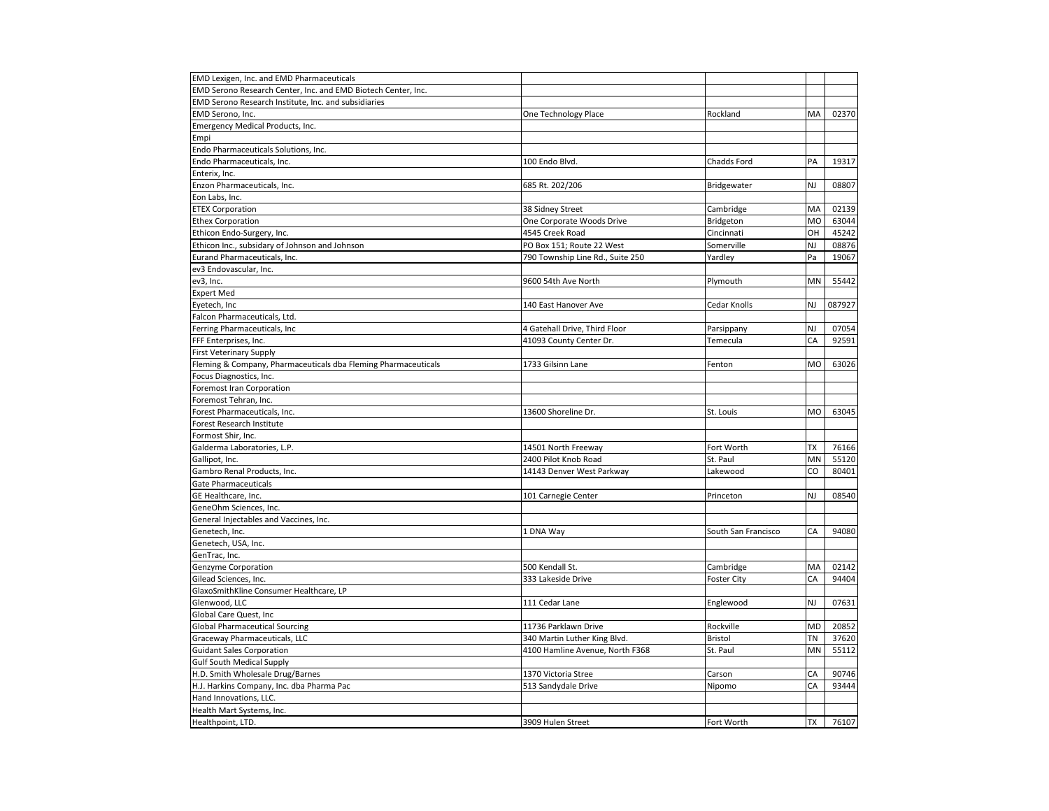| | | | | |
|---|---|---|---|---|
| EMD Lexigen, Inc. and EMD Pharmaceuticals | | | | |
| EMD Serono Research Center, Inc. and EMD Biotech Center, Inc. | | | | |
| EMD Serono Research Institute, Inc. and subsidiaries | | | | |
| EMD Serono, Inc. | One Technology Place | Rockland | MA | 02370 |
| Emergency Medical Products, Inc. | | | | |
| Empi | | | | |
| Endo Pharmaceuticals Solutions, Inc. | | | | |
| Endo Pharmaceuticals, Inc. | 100 Endo Blvd. | Chadds Ford | PA | 19317 |
| Enterix, Inc. | | | | |
| Enzon Pharmaceuticals, Inc. | 685 Rt. 202/206 | Bridgewater | NJ | 08807 |
| Eon Labs, Inc. | | | | |
| ETEX Corporation | 38 Sidney Street | Cambridge | MA | 02139 |
| Ethex Corporation | One Corporate Woods Drive | Bridgeton | MO | 63044 |
| Ethicon Endo-Surgery, Inc. | 4545 Creek Road | Cincinnati | OH | 45242 |
| Ethicon Inc., subsidary of Johnson and Johnson | PO Box 151; Route 22 West | Somerville | NJ | 08876 |
| Eurand Pharmaceuticals, Inc. | 790 Township Line Rd., Suite 250 | Yardley | Pa | 19067 |
| ev3 Endovascular, Inc. | | | | |
| ev3, Inc. | 9600 54th Ave North | Plymouth | MN | 55442 |
| Expert Med | | | | |
| Eyetech, Inc | 140 East Hanover Ave | Cedar Knolls | NJ | 087927 |
| Falcon Pharmaceuticals, Ltd. | | | | |
| Ferring Pharmaceuticals, Inc | 4 Gatehall Drive, Third Floor | Parsippany | NJ | 07054 |
| FFF Enterprises, Inc. | 41093 County Center Dr. | Temecula | CA | 92591 |
| First Veterinary Supply | | | | |
| Fleming & Company, Pharmaceuticals dba Fleming Pharmaceuticals | 1733 Gilsinn Lane | Fenton | MO | 63026 |
| Focus Diagnostics, Inc. | | | | |
| Foremost Iran Corporation | | | | |
| Foremost Tehran, Inc. | | | | |
| Forest Pharmaceuticals, Inc. | 13600 Shoreline Dr. | St. Louis | MO | 63045 |
| Forest Research Institute | | | | |
| Formost Shir, Inc. | | | | |
| Galderma Laboratories, L.P. | 14501 North Freeway | Fort Worth | TX | 76166 |
| Gallipot, Inc. | 2400 Pilot Knob Road | St. Paul | MN | 55120 |
| Gambro Renal Products, Inc. | 14143 Denver West Parkway | Lakewood | CO | 80401 |
| Gate Pharmaceuticals | | | | |
| GE Healthcare, Inc. | 101 Carnegie Center | Princeton | NJ | 08540 |
| GeneOhm Sciences, Inc. | | | | |
| General Injectables and Vaccines, Inc. | | | | |
| Genetech, Inc. | 1 DNA Way | South San Francisco | CA | 94080 |
| Genetech, USA, Inc. | | | | |
| GenTrac, Inc. | | | | |
| Genzyme Corporation | 500 Kendall St. | Cambridge | MA | 02142 |
| Gilead Sciences, Inc. | 333 Lakeside Drive | Foster City | CA | 94404 |
| GlaxoSmithKline Consumer Healthcare, LP | | | | |
| Glenwood, LLC | 111 Cedar Lane | Englewood | NJ | 07631 |
| Global Care Quest, Inc | | | | |
| Global Pharmaceutical Sourcing | 11736 Parklawn Drive | Rockville | MD | 20852 |
| Graceway Pharmaceuticals, LLC | 340 Martin Luther King Blvd. | Bristol | TN | 37620 |
| Guidant Sales Corporation | 4100 Hamline Avenue, North F368 | St. Paul | MN | 55112 |
| Gulf South Medical Supply | | | | |
| H.D. Smith Wholesale Drug/Barnes | 1370 Victoria Stree | Carson | CA | 90746 |
| H.J. Harkins Company, Inc. dba Pharma Pac | 513 Sandydale Drive | Nipomo | CA | 93444 |
| Hand Innovations, LLC. | | | | |
| Health Mart Systems, Inc. | | | | |
| Healthpoint, LTD. | 3909 Hulen Street | Fort Worth | TX | 76107 |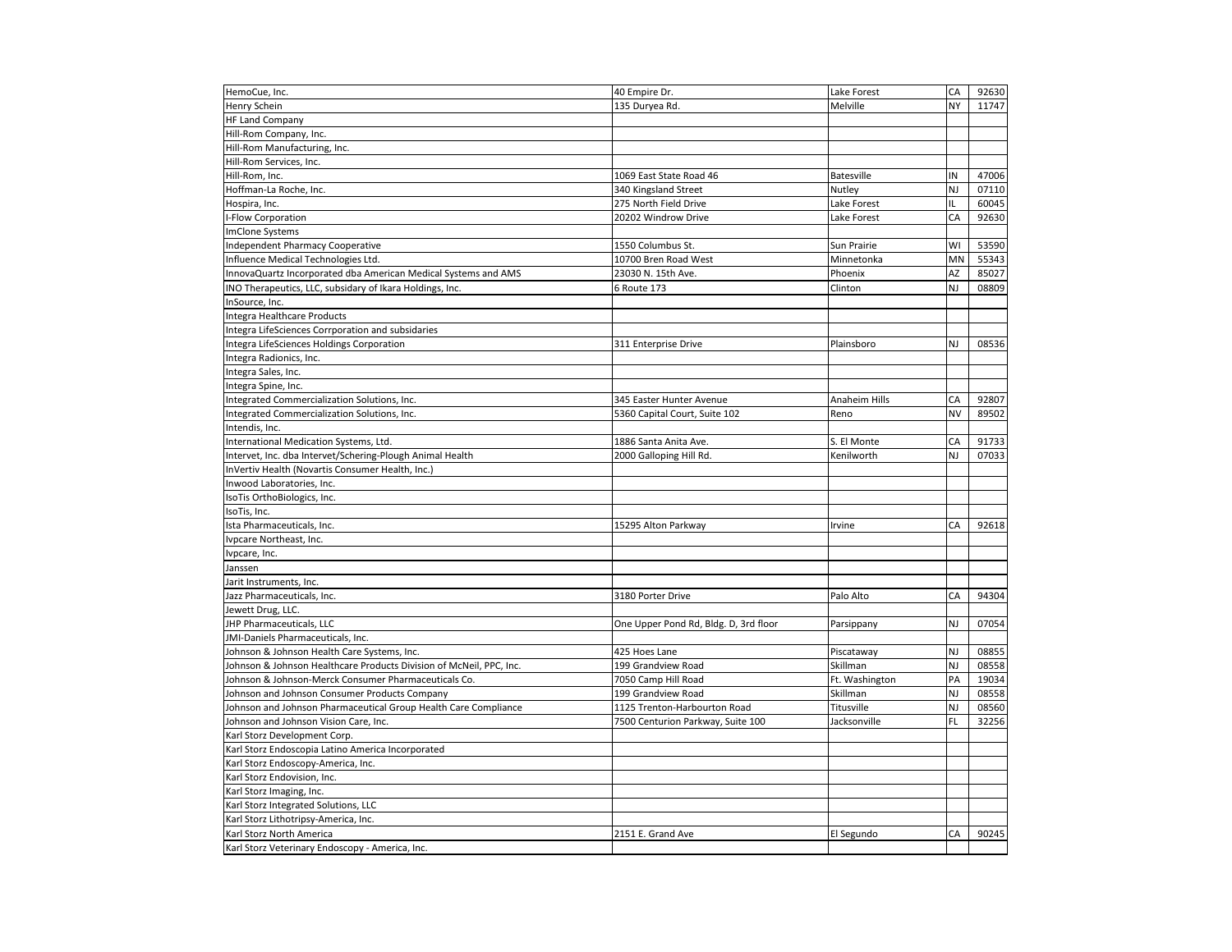| | | | | |
|---|---|---|---|---|
| HemoCue, Inc. | 40 Empire Dr. | Lake Forest | CA | 92630 |
| Henry Schein | 135 Duryea Rd. | Melville | NY | 11747 |
| HF Land Company | | | | |
| Hill-Rom Company, Inc. | | | | |
| Hill-Rom Manufacturing, Inc. | | | | |
| Hill-Rom Services, Inc. | | | | |
| Hill-Rom, Inc. | 1069 East State Road 46 | Batesville | IN | 47006 |
| Hoffman-La Roche, Inc. | 340 Kingsland Street | Nutley | NJ | 07110 |
| Hospira, Inc. | 275 North Field Drive | Lake Forest | IL | 60045 |
| I-Flow Corporation | 20202 Windrow Drive | Lake Forest | CA | 92630 |
| ImClone Systems | | | | |
| Independent Pharmacy Cooperative | 1550 Columbus St. | Sun Prairie | WI | 53590 |
| Influence Medical Technologies Ltd. | 10700 Bren Road West | Minnetonka | MN | 55343 |
| InnovaQuartz Incorporated dba American Medical Systems and AMS | 23030 N. 15th Ave. | Phoenix | AZ | 85027 |
| INO Therapeutics, LLC, subsidary of Ikara Holdings, Inc. | 6 Route 173 | Clinton | NJ | 08809 |
| InSource, Inc. | | | | |
| Integra Healthcare Products | | | | |
| Integra LifeSciences Corrporation and subsidaries | | | | |
| Integra LifeSciences Holdings Corporation | 311 Enterprise Drive | Plainsboro | NJ | 08536 |
| Integra Radionics, Inc. | | | | |
| Integra Sales, Inc. | | | | |
| Integra Spine, Inc. | | | | |
| Integrated Commercialization Solutions, Inc. | 345 Easter Hunter Avenue | Anaheim Hills | CA | 92807 |
| Integrated Commercialization Solutions, Inc. | 5360 Capital Court, Suite 102 | Reno | NV | 89502 |
| Intendis, Inc. | | | | |
| International Medication Systems, Ltd. | 1886 Santa Anita Ave. | S. El Monte | CA | 91733 |
| Intervet, Inc. dba Intervet/Schering-Plough Animal Health | 2000 Galloping Hill Rd. | Kenilworth | NJ | 07033 |
| InVertiv Health (Novartis Consumer Health, Inc.) | | | | |
| Inwood Laboratories, Inc. | | | | |
| IsoTis OrthoBiologics, Inc. | | | | |
| IsoTis, Inc. | | | | |
| Ista Pharmaceuticals, Inc. | 15295 Alton Parkway | Irvine | CA | 92618 |
| Ivpcare Northeast, Inc. | | | | |
| Ivpcare, Inc. | | | | |
| Janssen | | | | |
| Jarit Instruments, Inc. | | | | |
| Jazz Pharmaceuticals, Inc. | 3180 Porter Drive | Palo Alto | CA | 94304 |
| Jewett Drug, LLC. | | | | |
| JHP Pharmaceuticals, LLC | One Upper Pond Rd, Bldg. D, 3rd floor | Parsippany | NJ | 07054 |
| JMI-Daniels Pharmaceuticals, Inc. | | | | |
| Johnson & Johnson Health Care Systems, Inc. | 425 Hoes Lane | Piscataway | NJ | 08855 |
| Johnson & Johnson Healthcare Products Division of McNeil, PPC, Inc. | 199 Grandview Road | Skillman | NJ | 08558 |
| Johnson & Johnson-Merck Consumer Pharmaceuticals Co. | 7050 Camp Hill Road | Ft. Washington | PA | 19034 |
| Johnson and Johnson Consumer Products Company | 199 Grandview Road | Skillman | NJ | 08558 |
| Johnson and Johnson Pharmaceutical Group Health Care Compliance | 1125 Trenton-Harbourton Road | Titusville | NJ | 08560 |
| Johnson and Johnson Vision Care, Inc. | 7500 Centurion Parkway, Suite 100 | Jacksonville | FL | 32256 |
| Karl Storz Development Corp. | | | | |
| Karl Storz Endoscopia Latino America Incorporated | | | | |
| Karl Storz Endoscopy-America, Inc. | | | | |
| Karl Storz Endovision, Inc. | | | | |
| Karl Storz Imaging, Inc. | | | | |
| Karl Storz Integrated Solutions, LLC | | | | |
| Karl Storz Lithotripsy-America, Inc. | | | | |
| Karl Storz North America | 2151 E. Grand Ave | El Segundo | CA | 90245 |
| Karl Storz Veterinary Endoscopy - America, Inc. | | | | |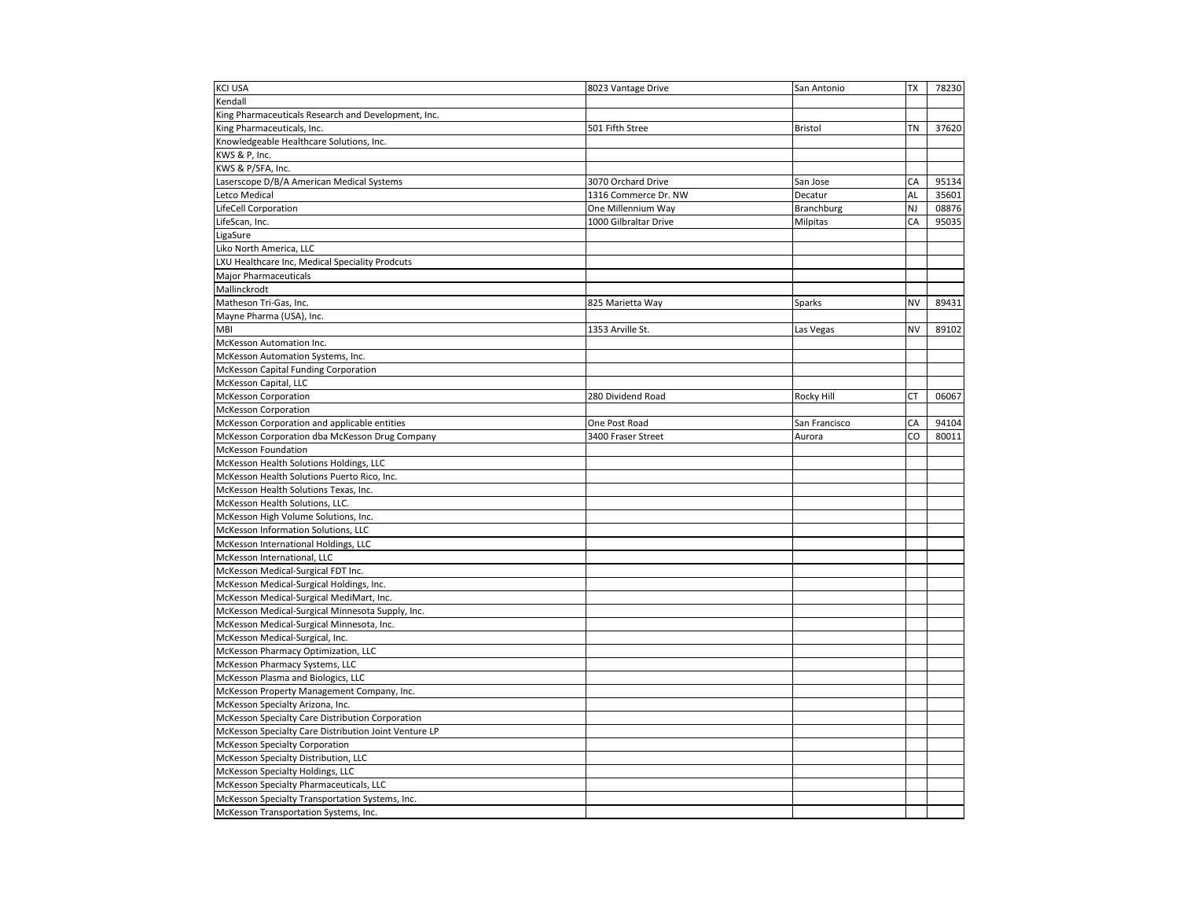| KCI USA | 8023 Vantage Drive | San Antonio | TX | 78230 |
|---|---|---|---|---|
| Kendall | | | | |
| King Pharmaceuticals Research and Development, Inc. | | | | |
| King Pharmaceuticals, Inc. | 501 Fifth Stree | Bristol | TN | 37620 |
| Knowledgeable Healthcare Solutions, Inc. | | | | |
| KWS & P, Inc. | | | | |
| KWS & P/SFA, Inc. | | | | |
| Laserscope D/B/A American Medical Systems | 3070 Orchard Drive | San Jose | CA | 95134 |
| Letco Medical | 1316 Commerce Dr. NW | Decatur | AL | 35601 |
| LifeCell Corporation | One Millennium Way | Branchburg | NJ | 08876 |
| LifeScan, Inc. | 1000 Gilbraltar Drive | Milpitas | CA | 95035 |
| LigaSure | | | | |
| Liko North America, LLC | | | | |
| LXU Healthcare Inc, Medical Speciality Prodcuts | | | | |
| Major Pharmaceuticals | | | | |
| Mallinckrodt | | | | |
| Matheson Tri-Gas, Inc. | 825 Marietta Way | Sparks | NV | 89431 |
| Mayne Pharma (USA), Inc. | | | | |
| MBI | 1353 Arville St. | Las Vegas | NV | 89102 |
| McKesson Automation Inc. | | | | |
| McKesson Automation Systems, Inc. | | | | |
| McKesson Capital Funding Corporation | | | | |
| McKesson Capital, LLC | | | | |
| McKesson Corporation | 280 Dividend Road | Rocky Hill | CT | 06067 |
| McKesson Corporation | | | | |
| McKesson Corporation and applicable entities | One Post Road | San Francisco | CA | 94104 |
| McKesson Corporation dba McKesson Drug Company | 3400 Fraser Street | Aurora | CO | 80011 |
| McKesson Foundation | | | | |
| McKesson Health Solutions Holdings, LLC | | | | |
| McKesson Health Solutions Puerto Rico, Inc. | | | | |
| McKesson Health Solutions Texas, Inc. | | | | |
| McKesson Health Solutions, LLC. | | | | |
| McKesson High Volume Solutions, Inc. | | | | |
| McKesson Information Solutions, LLC | | | | |
| McKesson International Holdings, LLC | | | | |
| McKesson International, LLC | | | | |
| McKesson Medical-Surgical FDT Inc. | | | | |
| McKesson Medical-Surgical Holdings, Inc. | | | | |
| McKesson Medical-Surgical MediMart, Inc. | | | | |
| McKesson Medical-Surgical Minnesota Supply, Inc. | | | | |
| McKesson Medical-Surgical Minnesota, Inc. | | | | |
| McKesson Medical-Surgical, Inc. | | | | |
| McKesson Pharmacy Optimization, LLC | | | | |
| McKesson Pharmacy Systems, LLC | | | | |
| McKesson Plasma and Biologics, LLC | | | | |
| McKesson Property Management Company, Inc. | | | | |
| McKesson Specialty Arizona, Inc. | | | | |
| McKesson Specialty Care Distribution Corporation | | | | |
| McKesson Specialty Care Distribution Joint Venture LP | | | | |
| McKesson Specialty Corporation | | | | |
| McKesson Specialty Distribution, LLC | | | | |
| McKesson Specialty Holdings, LLC | | | | |
| McKesson Specialty Pharmaceuticals, LLC | | | | |
| McKesson Specialty Transportation Systems, Inc. | | | | |
| McKesson Transportation Systems, Inc. | | | | |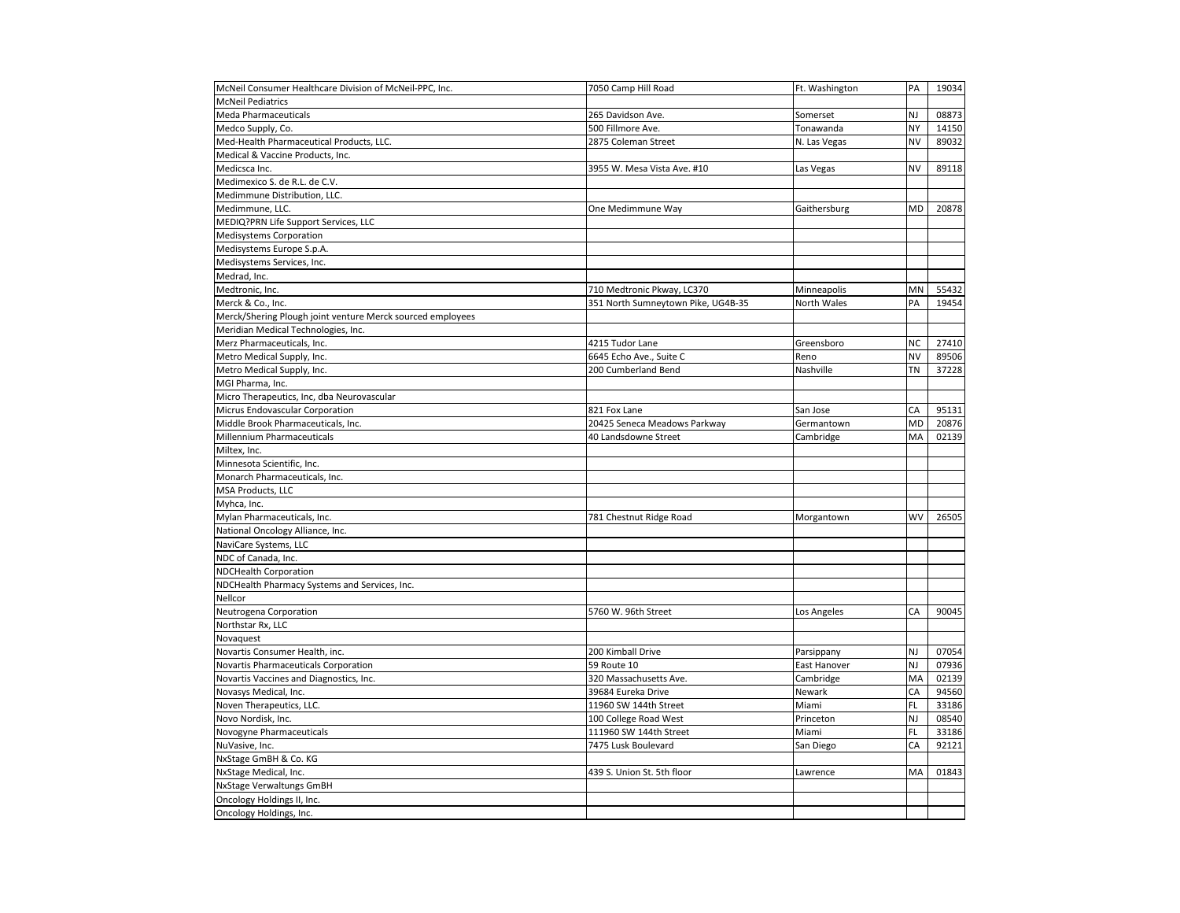| | | | | |
|---|---|---|---|---|
| McNeil Consumer Healthcare Division of McNeil-PPC, Inc. | 7050 Camp Hill Road | Ft. Washington | PA | 19034 |
| McNeil Pediatrics | | | | |
| Meda Pharmaceuticals | 265 Davidson Ave. | Somerset | NJ | 08873 |
| Medco Supply, Co. | 500 Fillmore Ave. | Tonawanda | NY | 14150 |
| Med-Health Pharmaceutical Products, LLC. | 2875 Coleman Street | N. Las Vegas | NV | 89032 |
| Medical & Vaccine Products, Inc. | | | | |
| Medicsca Inc. | 3955 W. Mesa Vista Ave. #10 | Las Vegas | NV | 89118 |
| Medimexico S. de R.L. de C.V. | | | | |
| Medimmune Distribution, LLC. | | | | |
| Medimmune, LLC. | One Medimmune Way | Gaithersburg | MD | 20878 |
| MEDIQ?PRN Life Support Services, LLC | | | | |
| Medisystems Corporation | | | | |
| Medisystems Europe S.p.A. | | | | |
| Medisystems Services, Inc. | | | | |
| Medrad, Inc. | | | | |
| Medtronic, Inc. | 710 Medtronic Pkway, LC370 | Minneapolis | MN | 55432 |
| Merck & Co., Inc. | 351 North Sumneytown Pike, UG4B-35 | North Wales | PA | 19454 |
| Merck/Shering Plough joint venture Merck sourced employees | | | | |
| Meridian Medical Technologies, Inc. | | | | |
| Merz Pharmaceuticals, Inc. | 4215 Tudor Lane | Greensboro | NC | 27410 |
| Metro Medical Supply, Inc. | 6645 Echo Ave., Suite C | Reno | NV | 89506 |
| Metro Medical Supply, Inc. | 200 Cumberland Bend | Nashville | TN | 37228 |
| MGI Pharma, Inc. | | | | |
| Micro Therapeutics, Inc, dba Neurovascular | | | | |
| Micrus Endovascular Corporation | 821 Fox Lane | San Jose | CA | 95131 |
| Middle Brook Pharmaceuticals, Inc. | 20425 Seneca Meadows Parkway | Germantown | MD | 20876 |
| Millennium Pharmaceuticals | 40 Landsdowne Street | Cambridge | MA | 02139 |
| Miltex, Inc. | | | | |
| Minnesota Scientific, Inc. | | | | |
| Monarch Pharmaceuticals, Inc. | | | | |
| MSA Products, LLC | | | | |
| Myhca, Inc. | | | | |
| Mylan Pharmaceuticals, Inc. | 781 Chestnut Ridge Road | Morgantown | WV | 26505 |
| National Oncology Alliance, Inc. | | | | |
| NaviCare Systems, LLC | | | | |
| NDC of Canada, Inc. | | | | |
| NDCHealth Corporation | | | | |
| NDCHealth Pharmacy Systems and Services, Inc. | | | | |
| Nellcor | | | | |
| Neutrogena Corporation | 5760 W. 96th Street | Los Angeles | CA | 90045 |
| Northstar Rx, LLC | | | | |
| Novaquest | | | | |
| Novartis Consumer Health, inc. | 200 Kimball Drive | Parsippany | NJ | 07054 |
| Novartis Pharmaceuticals Corporation | 59 Route 10 | East Hanover | NJ | 07936 |
| Novartis Vaccines and Diagnostics, Inc. | 320 Massachusetts Ave. | Cambridge | MA | 02139 |
| Novasys Medical, Inc. | 39684 Eureka Drive | Newark | CA | 94560 |
| Noven Therapeutics, LLC. | 11960 SW 144th Street | Miami | FL | 33186 |
| Novo Nordisk, Inc. | 100 College Road West | Princeton | NJ | 08540 |
| Novogyne Pharmaceuticals | 111960 SW 144th Street | Miami | FL | 33186 |
| NuVasive, Inc. | 7475 Lusk Boulevard | San Diego | CA | 92121 |
| NxStage GmBH & Co. KG | | | | |
| NxStage Medical, Inc. | 439 S. Union St. 5th floor | Lawrence | MA | 01843 |
| NxStage Verwaltungs GmBH | | | | |
| Oncology Holdings II, Inc. | | | | |
| Oncology Holdings, Inc. | | | | |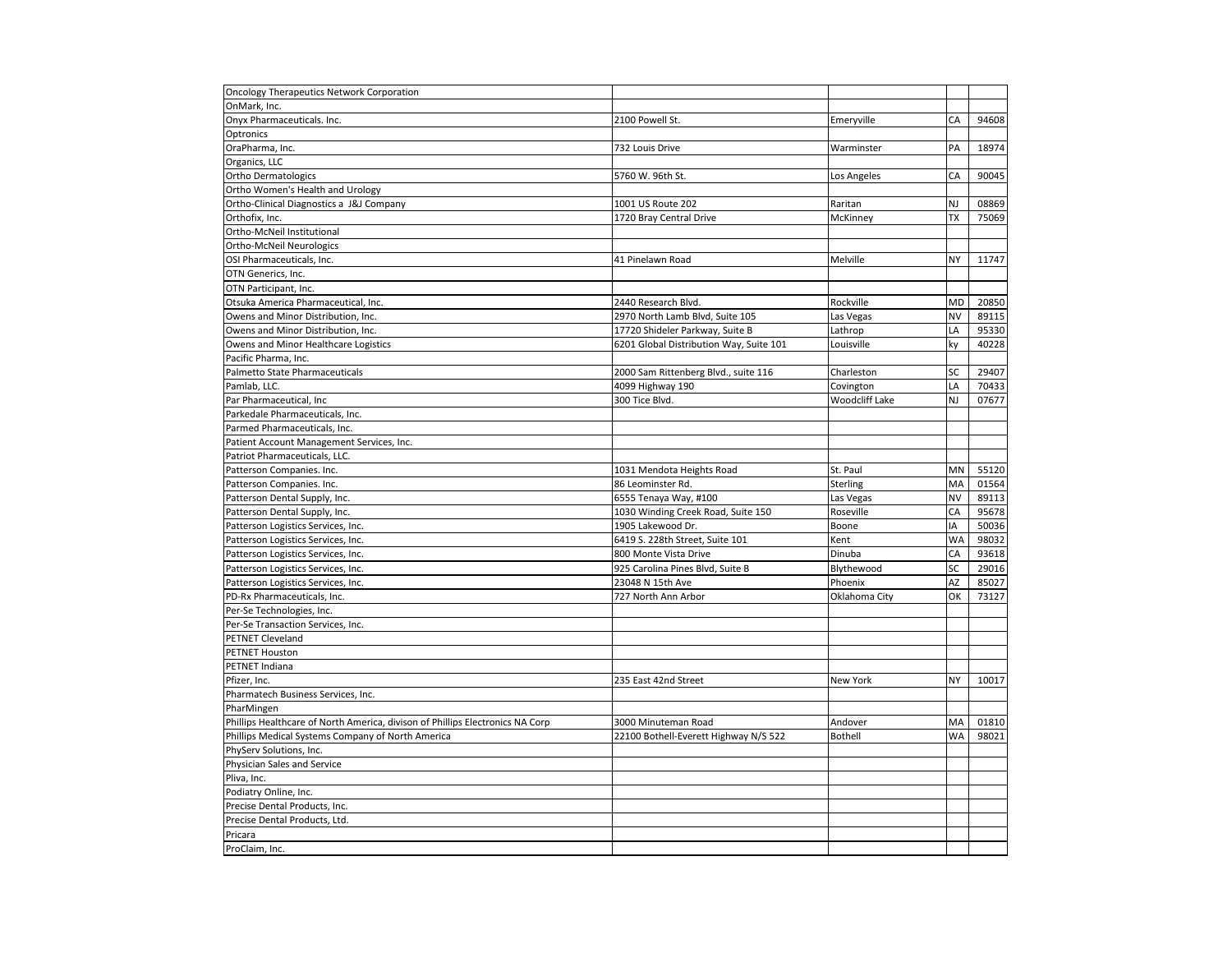| | | | | |
|---|---|---|---|---|
| Oncology Therapeutics Network Corporation | | | | |
| OnMark, Inc. | | | | |
| Onyx Pharmaceuticals. Inc. | 2100 Powell St. | Emeryville | CA | 94608 |
| Optronics | | | | |
| OraPharma, Inc. | 732 Louis Drive | Warminster | PA | 18974 |
| Organics, LLC | | | | |
| Ortho Dermatologics | 5760 W. 96th St. | Los Angeles | CA | 90045 |
| Ortho Women's Health and Urology | | | | |
| Ortho-Clinical Diagnostics a J&J Company | 1001 US Route 202 | Raritan | NJ | 08869 |
| Orthofix, Inc. | 1720 Bray Central Drive | McKinney | TX | 75069 |
| Ortho-McNeil Institutional | | | | |
| Ortho-McNeil Neurologics | | | | |
| OSI Pharmaceuticals, Inc. | 41 Pinelawn Road | Melville | NY | 11747 |
| OTN Generics, Inc. | | | | |
| OTN Participant, Inc. | | | | |
| Otsuka America Pharmaceutical, Inc. | 2440 Research Blvd. | Rockville | MD | 20850 |
| Owens and Minor Distribution, Inc. | 2970 North Lamb Blvd, Suite 105 | Las Vegas | NV | 89115 |
| Owens and Minor Distribution, Inc. | 17720 Shideler Parkway, Suite B | Lathrop | LA | 95330 |
| Owens and Minor Healthcare Logistics | 6201 Global Distribution Way, Suite 101 | Louisville | ky | 40228 |
| Pacific Pharma, Inc. | | | | |
| Palmetto State Pharmaceuticals | 2000 Sam Rittenberg Blvd., suite 116 | Charleston | SC | 29407 |
| Pamlab, LLC. | 4099 Highway 190 | Covington | LA | 70433 |
| Par Pharmaceutical, Inc | 300 Tice Blvd. | Woodcliff Lake | NJ | 07677 |
| Parkedale Pharmaceuticals, Inc. | | | | |
| Parmed Pharmaceuticals, Inc. | | | | |
| Patient Account Management Services, Inc. | | | | |
| Patriot Pharmaceuticals, LLC. | | | | |
| Patterson Companies. Inc. | 1031 Mendota Heights Road | St. Paul | MN | 55120 |
| Patterson Companies. Inc. | 86 Leominster Rd. | Sterling | MA | 01564 |
| Patterson Dental Supply, Inc. | 6555 Tenaya Way, #100 | Las Vegas | NV | 89113 |
| Patterson Dental Supply, Inc. | 1030 Winding Creek Road, Suite 150 | Roseville | CA | 95678 |
| Patterson Logistics Services, Inc. | 1905 Lakewood Dr. | Boone | IA | 50036 |
| Patterson Logistics Services, Inc. | 6419 S. 228th Street, Suite 101 | Kent | WA | 98032 |
| Patterson Logistics Services, Inc. | 800 Monte Vista Drive | Dinuba | CA | 93618 |
| Patterson Logistics Services, Inc. | 925 Carolina Pines Blvd, Suite B | Blythewood | SC | 29016 |
| Patterson Logistics Services, Inc. | 23048 N 15th Ave | Phoenix | AZ | 85027 |
| PD-Rx Pharmaceuticals, Inc. | 727 North Ann Arbor | Oklahoma City | OK | 73127 |
| Per-Se Technologies, Inc. | | | | |
| Per-Se Transaction Services, Inc. | | | | |
| PETNET Cleveland | | | | |
| PETNET Houston | | | | |
| PETNET Indiana | | | | |
| Pfizer, Inc. | 235 East 42nd Street | New York | NY | 10017 |
| Pharmatech Business Services, Inc. | | | | |
| PharMingen | | | | |
| Phillips Healthcare of North America, divison of Phillips Electronics NA Corp | 3000 Minuteman Road | Andover | MA | 01810 |
| Phillips Medical Systems Company of North America | 22100 Bothell-Everett Highway N/S 522 | Bothell | WA | 98021 |
| PhyServ Solutions, Inc. | | | | |
| Physician Sales and Service | | | | |
| Pliva, Inc. | | | | |
| Podiatry Online, Inc. | | | | |
| Precise Dental Products, Inc. | | | | |
| Precise Dental Products, Ltd. | | | | |
| Pricara | | | | |
| ProClaim, Inc. | | | | |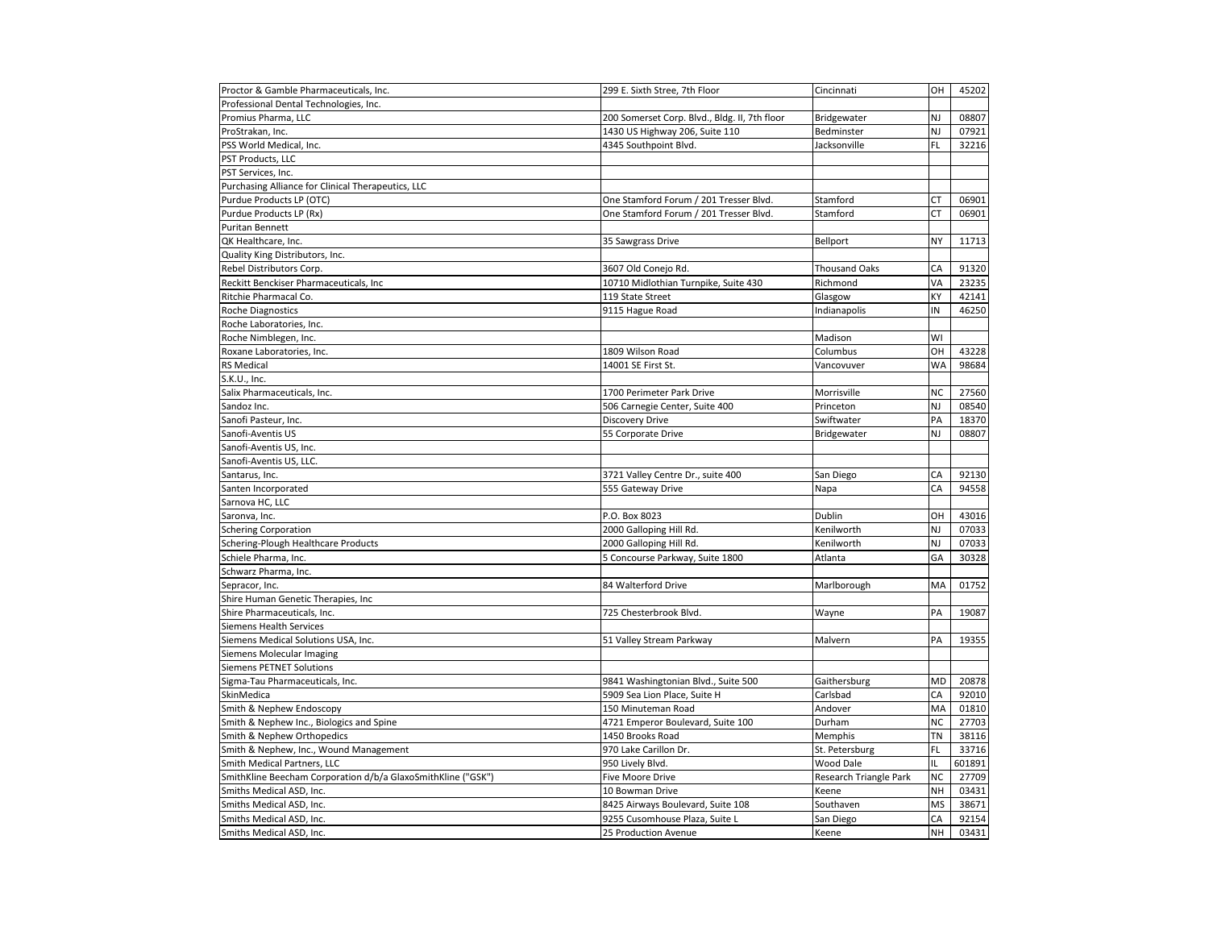| | | | | |
|---|---|---|---|---|
| Proctor & Gamble Pharmaceuticals, Inc. | 299 E. Sixth Stree, 7th Floor | Cincinnati | OH | 45202 |
| Professional Dental Technologies, Inc. | | | | |
| Promius Pharma, LLC | 200 Somerset Corp. Blvd., Bldg. II, 7th floor | Bridgewater | NJ | 08807 |
| ProStrakan, Inc. | 1430 US Highway 206, Suite 110 | Bedminster | NJ | 07921 |
| PSS World Medical, Inc. | 4345 Southpoint Blvd. | Jacksonville | FL | 32216 |
| PST Products, LLC | | | | |
| PST Services, Inc. | | | | |
| Purchasing Alliance for Clinical Therapeutics, LLC | | | | |
| Purdue Products LP (OTC) | One Stamford Forum / 201 Tresser Blvd. | Stamford | CT | 06901 |
| Purdue Products LP (Rx) | One Stamford Forum / 201 Tresser Blvd. | Stamford | CT | 06901 |
| Puritan Bennett | | | | |
| QK Healthcare, Inc. | 35 Sawgrass Drive | Bellport | NY | 11713 |
| Quality King Distributors, Inc. | | | | |
| Rebel Distributors Corp. | 3607 Old Conejo Rd. | Thousand Oaks | CA | 91320 |
| Reckitt Benckiser Pharmaceuticals, Inc | 10710 Midlothian Turnpike, Suite 430 | Richmond | VA | 23235 |
| Ritchie Pharmacal Co. | 119 State Street | Glasgow | KY | 42141 |
| Roche Diagnostics | 9115 Hague Road | Indianapolis | IN | 46250 |
| Roche Laboratories, Inc. | | | | |
| Roche Nimblegen, Inc. | | Madison | WI | |
| Roxane Laboratories, Inc. | 1809 Wilson Road | Columbus | OH | 43228 |
| RS Medical | 14001 SE First St. | Vancovuver | WA | 98684 |
| S.K.U., Inc. | | | | |
| Salix Pharmaceuticals, Inc. | 1700 Perimeter Park Drive | Morrisville | NC | 27560 |
| Sandoz Inc. | 506 Carnegie Center, Suite 400 | Princeton | NJ | 08540 |
| Sanofi Pasteur, Inc. | Discovery Drive | Swiftwater | PA | 18370 |
| Sanofi-Aventis US | 55 Corporate Drive | Bridgewater | NJ | 08807 |
| Sanofi-Aventis US, Inc. | | | | |
| Sanofi-Aventis US, LLC. | | | | |
| Santarus, Inc. | 3721 Valley Centre Dr., suite 400 | San Diego | CA | 92130 |
| Santen Incorporated | 555 Gateway Drive | Napa | CA | 94558 |
| Sarnova HC, LLC | | | | |
| Saronva, Inc. | P.O. Box 8023 | Dublin | OH | 43016 |
| Schering Corporation | 2000 Galloping Hill Rd. | Kenilworth | NJ | 07033 |
| Schering-Plough Healthcare Products | 2000 Galloping Hill Rd. | Kenilworth | NJ | 07033 |
| Schiele Pharma, Inc. | 5 Concourse Parkway, Suite 1800 | Atlanta | GA | 30328 |
| Schwarz Pharma, Inc. | | | | |
| Sepracor, Inc. | 84 Walterford Drive | Marlborough | MA | 01752 |
| Shire Human Genetic Therapies, Inc | | | | |
| Shire Pharmaceuticals, Inc. | 725 Chesterbrook Blvd. | Wayne | PA | 19087 |
| Siemens Health Services | | | | |
| Siemens Medical Solutions USA, Inc. | 51 Valley Stream Parkway | Malvern | PA | 19355 |
| Siemens Molecular Imaging | | | | |
| Siemens PETNET Solutions | | | | |
| Sigma-Tau Pharmaceuticals, Inc. | 9841 Washingtonian Blvd., Suite 500 | Gaithersburg | MD | 20878 |
| SkinMedica | 5909 Sea Lion Place, Suite H | Carlsbad | CA | 92010 |
| Smith & Nephew Endoscopy | 150 Minuteman Road | Andover | MA | 01810 |
| Smith & Nephew Inc., Biologics and Spine | 4721 Emperor Boulevard, Suite 100 | Durham | NC | 27703 |
| Smith & Nephew Orthopedics | 1450 Brooks Road | Memphis | TN | 38116 |
| Smith & Nephew, Inc., Wound Management | 970 Lake Carillon Dr. | St. Petersburg | FL | 33716 |
| Smith Medical Partners, LLC | 950 Lively Blvd. | Wood Dale | IL | 601891 |
| SmithKline Beecham Corporation d/b/a GlaxoSmithKline ("GSK") | Five Moore Drive | Research Triangle Park | NC | 27709 |
| Smiths Medical ASD, Inc. | 10 Bowman Drive | Keene | NH | 03431 |
| Smiths Medical ASD, Inc. | 8425 Airways Boulevard, Suite 108 | Southaven | MS | 38671 |
| Smiths Medical ASD, Inc. | 9255 Cusomhouse Plaza, Suite L | San Diego | CA | 92154 |
| Smiths Medical ASD, Inc. | 25 Production Avenue | Keene | NH | 03431 |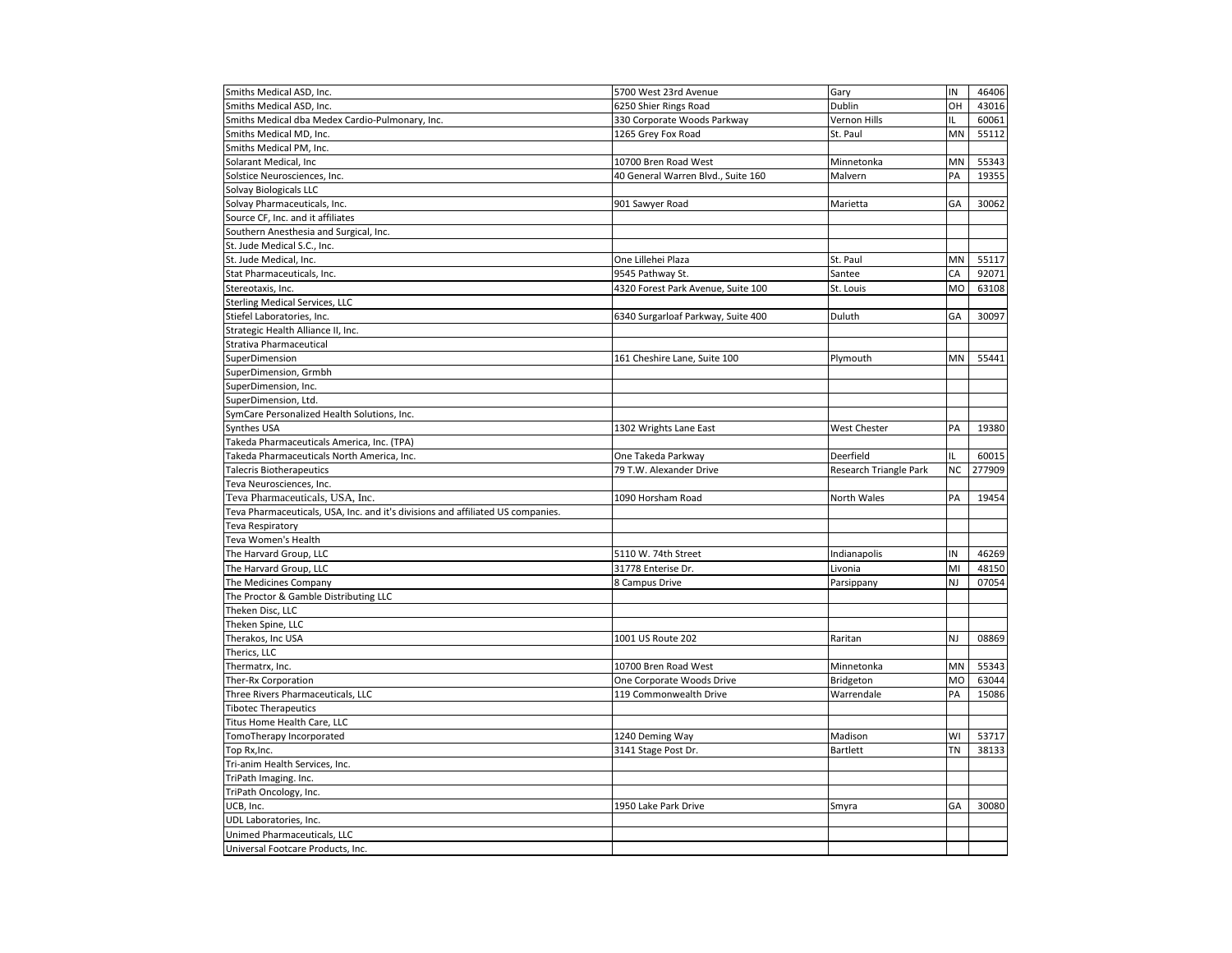| | | | | |
|---|---|---|---|---|
| Smiths Medical ASD, Inc. | 5700 West 23rd Avenue | Gary | IN | 46406 |
| Smiths Medical ASD, Inc. | 6250 Shier Rings Road | Dublin | OH | 43016 |
| Smiths Medical dba Medex Cardio-Pulmonary, Inc. | 330 Corporate Woods Parkway | Vernon Hills | IL | 60061 |
| Smiths Medical MD, Inc. | 1265 Grey Fox Road | St. Paul | MN | 55112 |
| Smiths Medical PM, Inc. | | | | |
| Solarant Medical, Inc | 10700 Bren Road West | Minnetonka | MN | 55343 |
| Solstice Neurosciences, Inc. | 40 General Warren Blvd., Suite 160 | Malvern | PA | 19355 |
| Solvay Biologicals LLC | | | | |
| Solvay Pharmaceuticals, Inc. | 901 Sawyer Road | Marietta | GA | 30062 |
| Source CF, Inc. and it affiliates | | | | |
| Southern Anesthesia and Surgical, Inc. | | | | |
| St. Jude Medical S.C., Inc. | | | | |
| St. Jude Medical, Inc. | One Lillehei Plaza | St. Paul | MN | 55117 |
| Stat Pharmaceuticals, Inc. | 9545 Pathway St. | Santee | CA | 92071 |
| Stereotaxis, Inc. | 4320 Forest Park Avenue, Suite 100 | St. Louis | MO | 63108 |
| Sterling Medical Services, LLC | | | | |
| Stiefel Laboratories, Inc. | 6340 Surgarloaf Parkway, Suite 400 | Duluth | GA | 30097 |
| Strategic Health Alliance II, Inc. | | | | |
| Strativa Pharmaceutical | | | | |
| SuperDimension | 161 Cheshire Lane, Suite 100 | Plymouth | MN | 55441 |
| SuperDimension, Grmbh | | | | |
| SuperDimension, Inc. | | | | |
| SuperDimension, Ltd. | | | | |
| SymCare Personalized Health Solutions, Inc. | | | | |
| Synthes USA | 1302 Wrights Lane East | West Chester | PA | 19380 |
| Takeda Pharmaceuticals America, Inc. (TPA) | | | | |
| Takeda Pharmaceuticals North America, Inc. | One Takeda Parkway | Deerfield | IL | 60015 |
| Talecris Biotherapeutics | 79 T.W. Alexander Drive | Research Triangle Park | NC | 277909 |
| Teva Neurosciences, Inc. | | | | |
| Teva Pharmaceuticals, USA, Inc. | 1090 Horsham Road | North Wales | PA | 19454 |
| Teva Pharmaceuticals, USA, Inc. and it's divisions and affiliated US companies. | | | | |
| Teva Respiratory | | | | |
| Teva Women's Health | | | | |
| The Harvard Group, LLC | 5110 W. 74th Street | Indianapolis | IN | 46269 |
| The Harvard Group, LLC | 31778 Enterise Dr. | Livonia | MI | 48150 |
| The Medicines Company | 8 Campus Drive | Parsippany | NJ | 07054 |
| The Proctor & Gamble Distributing LLC | | | | |
| Theken Disc, LLC | | | | |
| Theken Spine, LLC | | | | |
| Therakos, Inc USA | 1001 US Route 202 | Raritan | NJ | 08869 |
| Therics, LLC | | | | |
| Thermatrx, Inc. | 10700 Bren Road West | Minnetonka | MN | 55343 |
| Ther-Rx Corporation | One Corporate Woods Drive | Bridgeton | MO | 63044 |
| Three Rivers Pharmaceuticals, LLC | 119 Commonwealth Drive | Warrendale | PA | 15086 |
| Tibotec Therapeutics | | | | |
| Titus Home Health Care, LLC | | | | |
| TomoTherapy Incorporated | 1240 Deming Way | Madison | WI | 53717 |
| Top Rx,Inc. | 3141 Stage Post Dr. | Bartlett | TN | 38133 |
| Tri-anim Health Services, Inc. | | | | |
| TriPath Imaging. Inc. | | | | |
| TriPath Oncology, Inc. | | | | |
| UCB, Inc. | 1950 Lake Park Drive | Smyra | GA | 30080 |
| UDL Laboratories, Inc. | | | | |
| Unimed Pharmaceuticals, LLC | | | | |
| Universal Footcare Products, Inc. | | | | |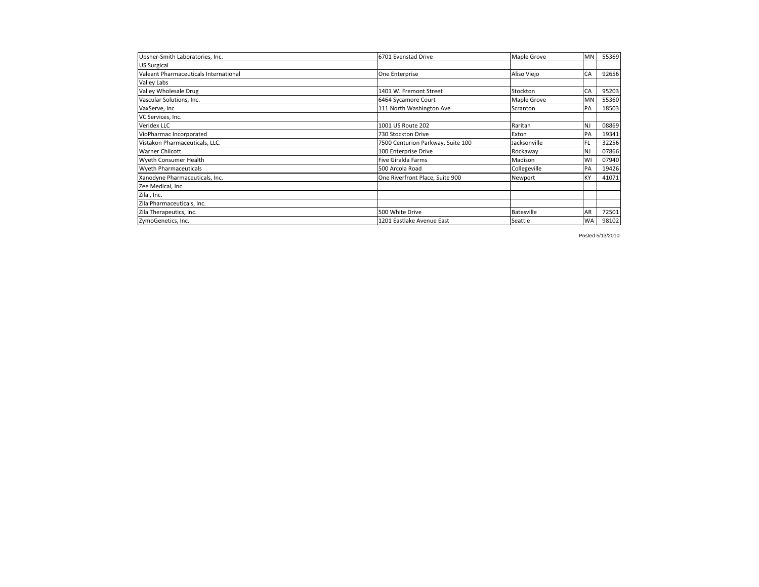| | | | | |
|---|---|---|---|---|
| Upsher-Smith Laboratories, Inc. | 6701 Evenstad Drive | Maple Grove | MN | 55369 |
| US Surgical | | | | |
| Valeant Pharmaceuticals International | One Enterprise | Aliso Viejo | CA | 92656 |
| Valley Labs | | | | |
| Valley Wholesale Drug | 1401 W. Fremont Street | Stockton | CA | 95203 |
| Vascular Solutions, Inc. | 6464 Sycamore Court | Maple Grove | MN | 55360 |
| VaxServe, Inc | 111 North Washington Ave | Scranton | PA | 18503 |
| VC Services, Inc. | | | | |
| Veridex LLC | 1001 US Route 202 | Raritan | NJ | 08869 |
| VioPharmac Incorporated | 730 Stockton Drive | Exton | PA | 19341 |
| Vistakon Pharmaceuticals, LLC. | 7500 Centurion Parkway, Suite 100 | Jacksonville | FL | 32256 |
| Warner Chilcott | 100 Enterprise Drive | Rockaway | NJ | 07866 |
| Wyeth Consumer Health | Five Giralda Farms | Madison | WI | 07940 |
| Wyeth Pharmaceuticals | 500 Arcola Road | Collegeville | PA | 19426 |
| Xanodyne Pharmaceuticals, Inc. | One Riverfront Place, Suite 900 | Newport | KY | 41071 |
| Zee Medical, Inc | | | | |
| Zila , Inc. | | | | |
| Zila Pharmaceuticals, Inc. | | | | |
| Zila Therapeutics, Inc. | 500 White Drive | Batesville | AR | 72501 |
| ZymoGenetics, Inc. | 1201 Eastlake Avenue East | Seattle | WA | 98102 |

Posted 5/13/2010